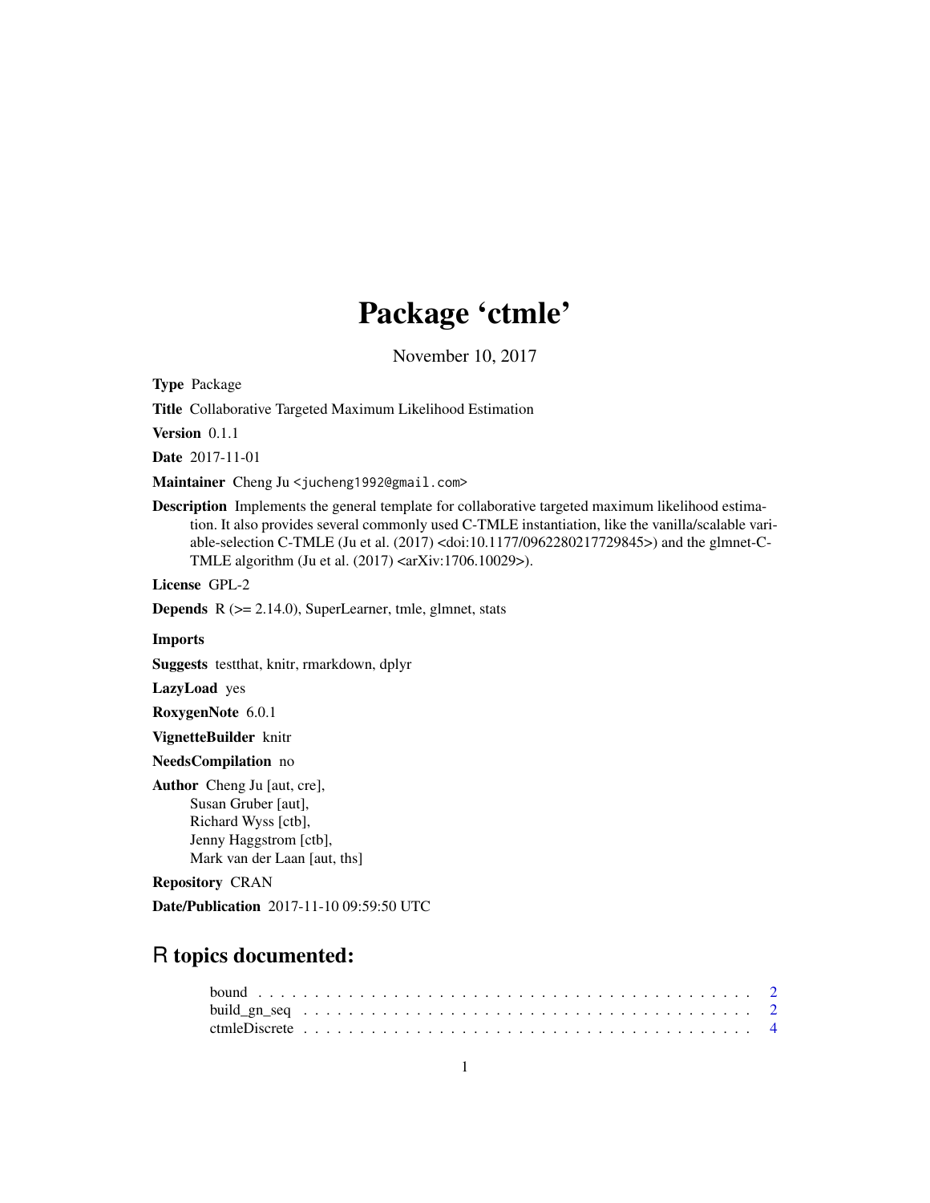# Package 'ctmle'

November 10, 2017

**Type** Package

**Title** Collaborative Targeted Maximum Likelihood Estimation

**Version** 0.1.1

**Date** 2017-11-01

**Maintainer** Cheng Ju <jucheng1992@gmail.com>

**Description** Implements the general template for collaborative targeted maximum likelihood estimation. It also provides several commonly used C-TMLE instantiation, like the vanilla/scalable variable-selection C-TMLE (Ju et al. (2017) <doi:10.1177/0962280217729845>) and the glmnet-C-TMLE algorithm (Ju et al. (2017) <arXiv:1706.10029>).

**License** GPL-2

**Depends** R (>= 2.14.0), SuperLearner, tmle, glmnet, stats

**Imports**

**Suggests** testthat, knitr, rmarkdown, dplyr

**LazyLoad** yes

**RoxygenNote** 6.0.1

**VignetteBuilder** knitr

**NeedsCompilation** no

**Author** Cheng Ju [aut, cre],
Susan Gruber [aut],
Richard Wyss [ctb],
Jenny Haggstrom [ctb],
Mark van der Laan [aut, ths]

**Repository** CRAN

**Date/Publication** 2017-11-10 09:59:50 UTC

## R topics documented:

bound . . . . . . . . . . . . . . . . . . . . . . . . . . . . . . . . . . . . . . . . . . 2
build_gn_seq . . . . . . . . . . . . . . . . . . . . . . . . . . . . . . . . . . . . . . 2
ctmleDiscrete . . . . . . . . . . . . . . . . . . . . . . . . . . . . . . . . . . . . . 4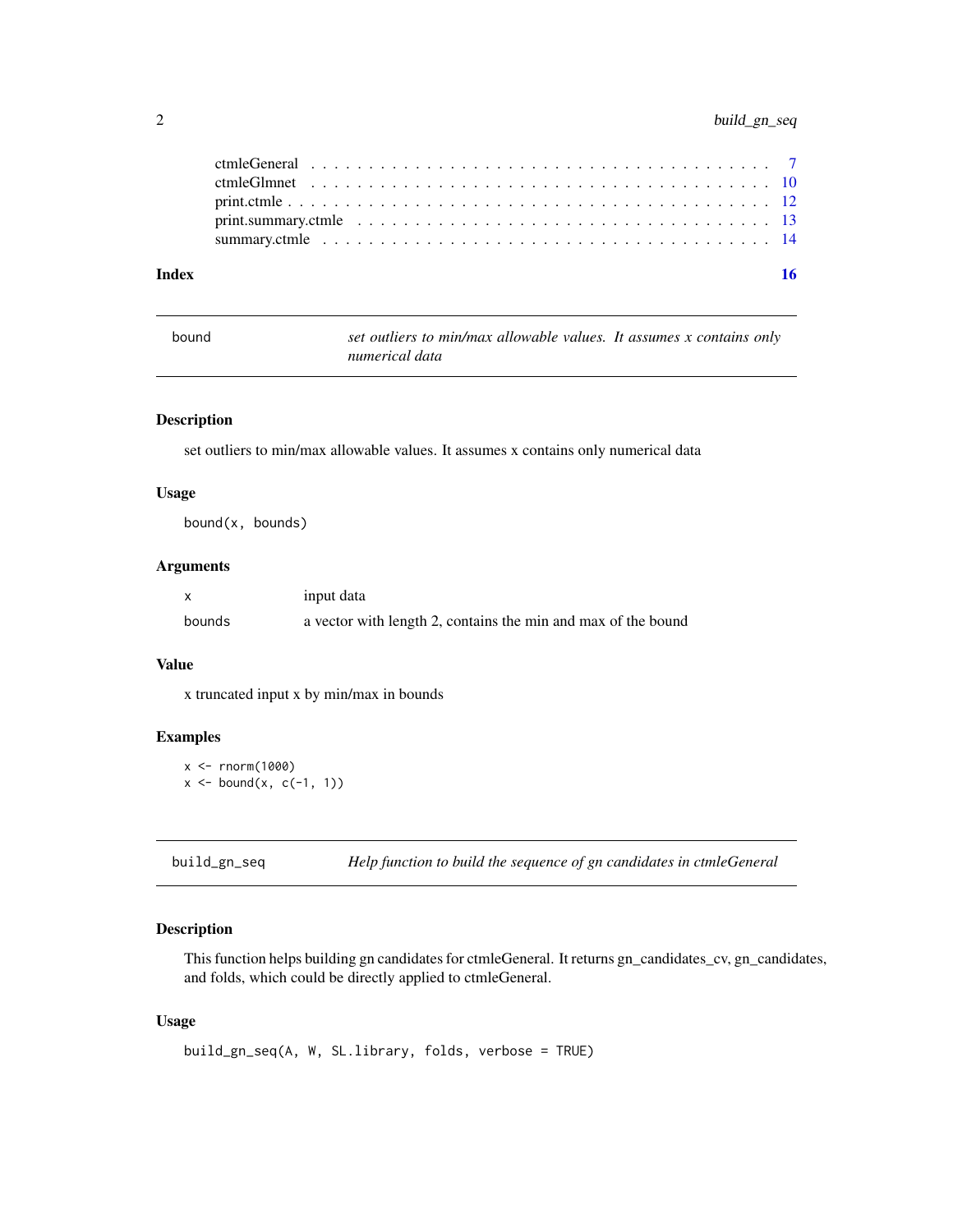ctmleGeneral . . . . . . . . . . . . . . . . . . . . . . . . . . . . . . . . . . . . . 7
ctmleGlmnet . . . . . . . . . . . . . . . . . . . . . . . . . . . . . . . . . . . . . 10
print.ctmle . . . . . . . . . . . . . . . . . . . . . . . . . . . . . . . . . . . . . . 12
print.summary.ctmle . . . . . . . . . . . . . . . . . . . . . . . . . . . . . . . . . 13
summary.ctmle . . . . . . . . . . . . . . . . . . . . . . . . . . . . . . . . . . . . 14

**Index** **16**

---

## bound — *set outliers to min/max allowable values. It assumes x contains only numerical data*

### Description

set outliers to min/max allowable values. It assumes x contains only numerical data

### Usage

```
bound(x, bounds)
```

### Arguments

| | |
|---|---|
| `x` | input data |
| `bounds` | a vector with length 2, contains the min and max of the bound |

### Value

x truncated input x by min/max in bounds

### Examples

```
x <- rnorm(1000)
x <- bound(x, c(-1, 1))
```

---

## build_gn_seq — *Help function to build the sequence of gn candidates in ctmleGeneral*

### Description

This function helps building gn candidates for ctmleGeneral. It returns gn_candidates_cv, gn_candidates, and folds, which could be directly applied to ctmleGeneral.

### Usage

```
build_gn_seq(A, W, SL.library, folds, verbose = TRUE)
```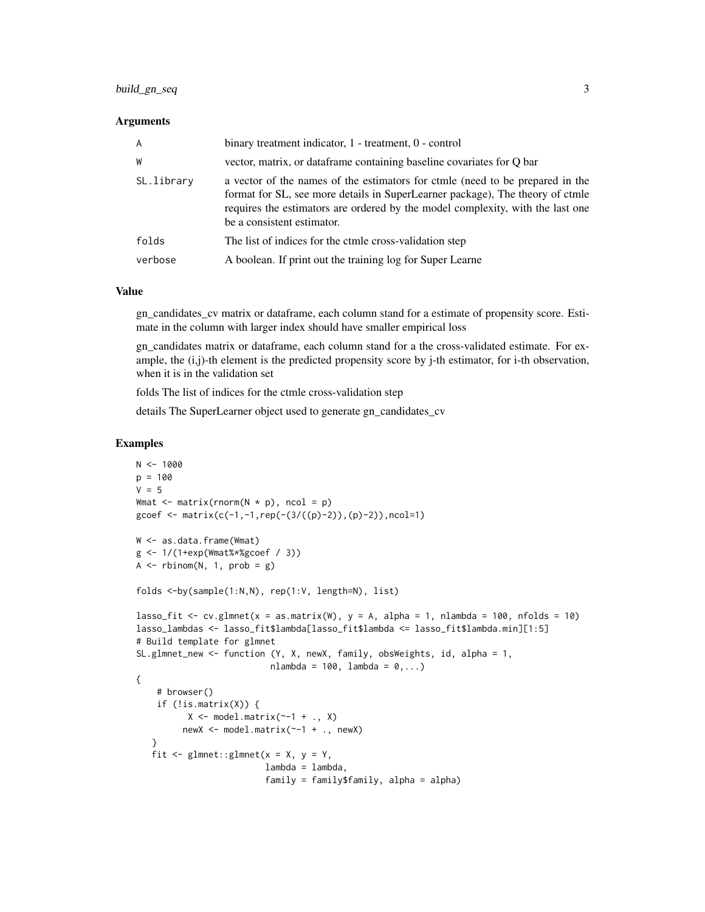## Arguments

| | |
|---|---|
| A | binary treatment indicator, 1 - treatment, 0 - control |
| W | vector, matrix, or dataframe containing baseline covariates for Q bar |
| SL.library | a vector of the names of the estimators for ctmle (need to be prepared in the format for SL, see more details in SuperLearner package), The theory of ctmle requires the estimators are ordered by the model complexity, with the last one be a consistent estimator. |
| folds | The list of indices for the ctmle cross-validation step |
| verbose | A boolean. If print out the training log for Super Learne |

## Value

gn_candidates_cv matrix or dataframe, each column stand for a estimate of propensity score. Estimate in the column with larger index should have smaller empirical loss

gn_candidates matrix or dataframe, each column stand for a the cross-validated estimate. For example, the (i,j)-th element is the predicted propensity score by j-th estimator, for i-th observation, when it is in the validation set

folds The list of indices for the ctmle cross-validation step

details The SuperLearner object used to generate gn_candidates_cv

## Examples

```
N <- 1000
p = 100
V = 5
Wmat <- matrix(rnorm(N * p), ncol = p)
gcoef <- matrix(c(-1,-1,rep(-(3/((p)-2)),(p)-2)),ncol=1)

W <- as.data.frame(Wmat)
g <- 1/(1+exp(Wmat%*%gcoef / 3))
A <- rbinom(N, 1, prob = g)

folds <-by(sample(1:N,N), rep(1:V, length=N), list)

lasso_fit <- cv.glmnet(x = as.matrix(W), y = A, alpha = 1, nlambda = 100, nfolds = 10)
lasso_lambdas <- lasso_fit$lambda[lasso_fit$lambda <= lasso_fit$lambda.min][1:5]
# Build template for glmnet
SL.glmnet_new <- function (Y, X, newX, family, obsWeights, id, alpha = 1,
                           nlambda = 100, lambda = 0,...)
{
    # browser()
    if (!is.matrix(X)) {
          X <- model.matrix(~-1 + ., X)
         newX <- model.matrix(~-1 + ., newX)
    }
   fit <- glmnet::glmnet(x = X, y = Y,
                         lambda = lambda,
                         family = family$family, alpha = alpha)
```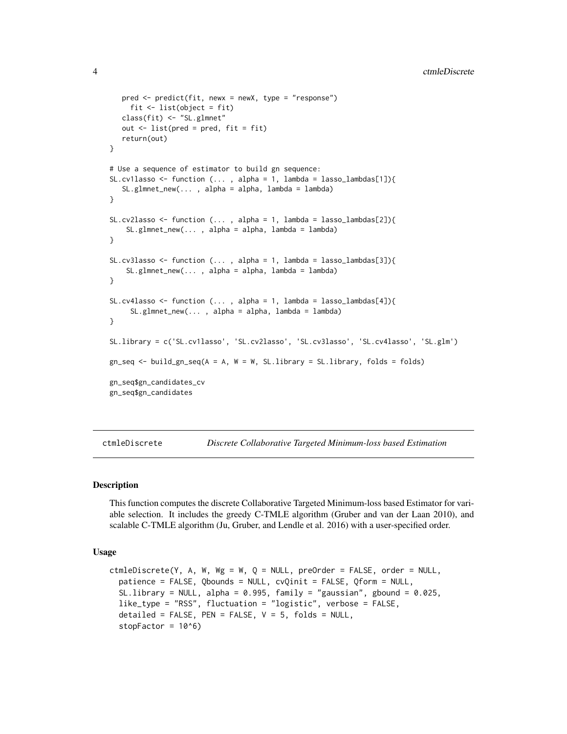```
   pred <- predict(fit, newx = newX, type = "response")
     fit <- list(object = fit)
   class(fit) <- "SL.glmnet"
   out <- list(pred = pred, fit = fit)
   return(out)
}

# Use a sequence of estimator to build gn sequence:
SL.cv1lasso <- function (... , alpha = 1, lambda = lasso_lambdas[1]){
   SL.glmnet_new(... , alpha = alpha, lambda = lambda)
}

SL.cv2lasso <- function (... , alpha = 1, lambda = lasso_lambdas[2]){
    SL.glmnet_new(... , alpha = alpha, lambda = lambda)
}

SL.cv3lasso <- function (... , alpha = 1, lambda = lasso_lambdas[3]){
    SL.glmnet_new(... , alpha = alpha, lambda = lambda)
}

SL.cv4lasso <- function (... , alpha = 1, lambda = lasso_lambdas[4]){
     SL.glmnet_new(... , alpha = alpha, lambda = lambda)
}

SL.library = c('SL.cv1lasso', 'SL.cv2lasso', 'SL.cv3lasso', 'SL.cv4lasso', 'SL.glm')

gn_seq <- build_gn_seq(A = A, W = W, SL.library = SL.library, folds = folds)

gn_seq$gn_candidates_cv
gn_seq$gn_candidates
```

## ctmleDiscrete — *Discrete Collaborative Targeted Minimum-loss based Estimation*

### Description

This function computes the discrete Collaborative Targeted Minimum-loss based Estimator for variable selection. It includes the greedy C-TMLE algorithm (Gruber and van der Laan 2010), and scalable C-TMLE algorithm (Ju, Gruber, and Lendle et al. 2016) with a user-specified order.

### Usage

```
ctmleDiscrete(Y, A, W, Wg = W, Q = NULL, preOrder = FALSE, order = NULL,
  patience = FALSE, Qbounds = NULL, cvQinit = FALSE, Qform = NULL,
  SL.library = NULL, alpha = 0.995, family = "gaussian", gbound = 0.025,
  like_type = "RSS", fluctuation = "logistic", verbose = FALSE,
  detailed = FALSE, PEN = FALSE, V = 5, folds = NULL,
  stopFactor = 10^6)
```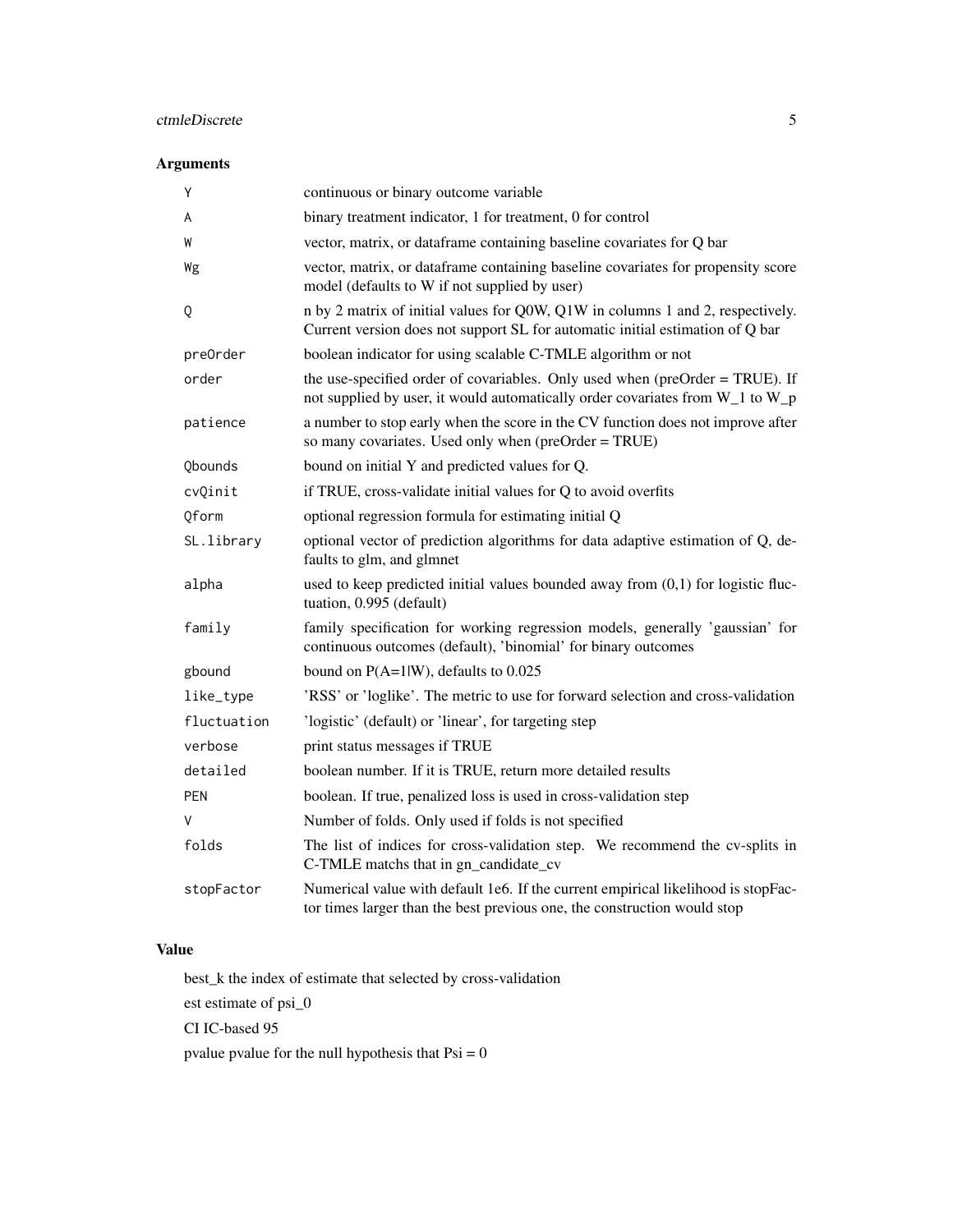## Arguments

| | |
|---|---|
| Y | continuous or binary outcome variable |
| A | binary treatment indicator, 1 for treatment, 0 for control |
| W | vector, matrix, or dataframe containing baseline covariates for Q bar |
| Wg | vector, matrix, or dataframe containing baseline covariates for propensity score model (defaults to W if not supplied by user) |
| Q | n by 2 matrix of initial values for Q0W, Q1W in columns 1 and 2, respectively. Current version does not support SL for automatic initial estimation of Q bar |
| preOrder | boolean indicator for using scalable C-TMLE algorithm or not |
| order | the use-specified order of covariables. Only used when (preOrder = TRUE). If not supplied by user, it would automatically order covariates from W_1 to W_p |
| patience | a number to stop early when the score in the CV function does not improve after so many covariates. Used only when (preOrder = TRUE) |
| Qbounds | bound on initial Y and predicted values for Q. |
| cvQinit | if TRUE, cross-validate initial values for Q to avoid overfits |
| Qform | optional regression formula for estimating initial Q |
| SL.library | optional vector of prediction algorithms for data adaptive estimation of Q, defaults to glm, and glmnet |
| alpha | used to keep predicted initial values bounded away from (0,1) for logistic fluctuation, 0.995 (default) |
| family | family specification for working regression models, generally 'gaussian' for continuous outcomes (default), 'binomial' for binary outcomes |
| gbound | bound on P(A=1\|W), defaults to 0.025 |
| like_type | 'RSS' or 'loglike'. The metric to use for forward selection and cross-validation |
| fluctuation | 'logistic' (default) or 'linear', for targeting step |
| verbose | print status messages if TRUE |
| detailed | boolean number. If it is TRUE, return more detailed results |
| PEN | boolean. If true, penalized loss is used in cross-validation step |
| V | Number of folds. Only used if folds is not specified |
| folds | The list of indices for cross-validation step. We recommend the cv-splits in C-TMLE matchs that in gn_candidate_cv |
| stopFactor | Numerical value with default 1e6. If the current empirical likelihood is stopFactor times larger than the best previous one, the construction would stop |

## Value

best_k the index of estimate that selected by cross-validation

est estimate of psi_0

CI IC-based 95

pvalue pvalue for the null hypothesis that Psi = 0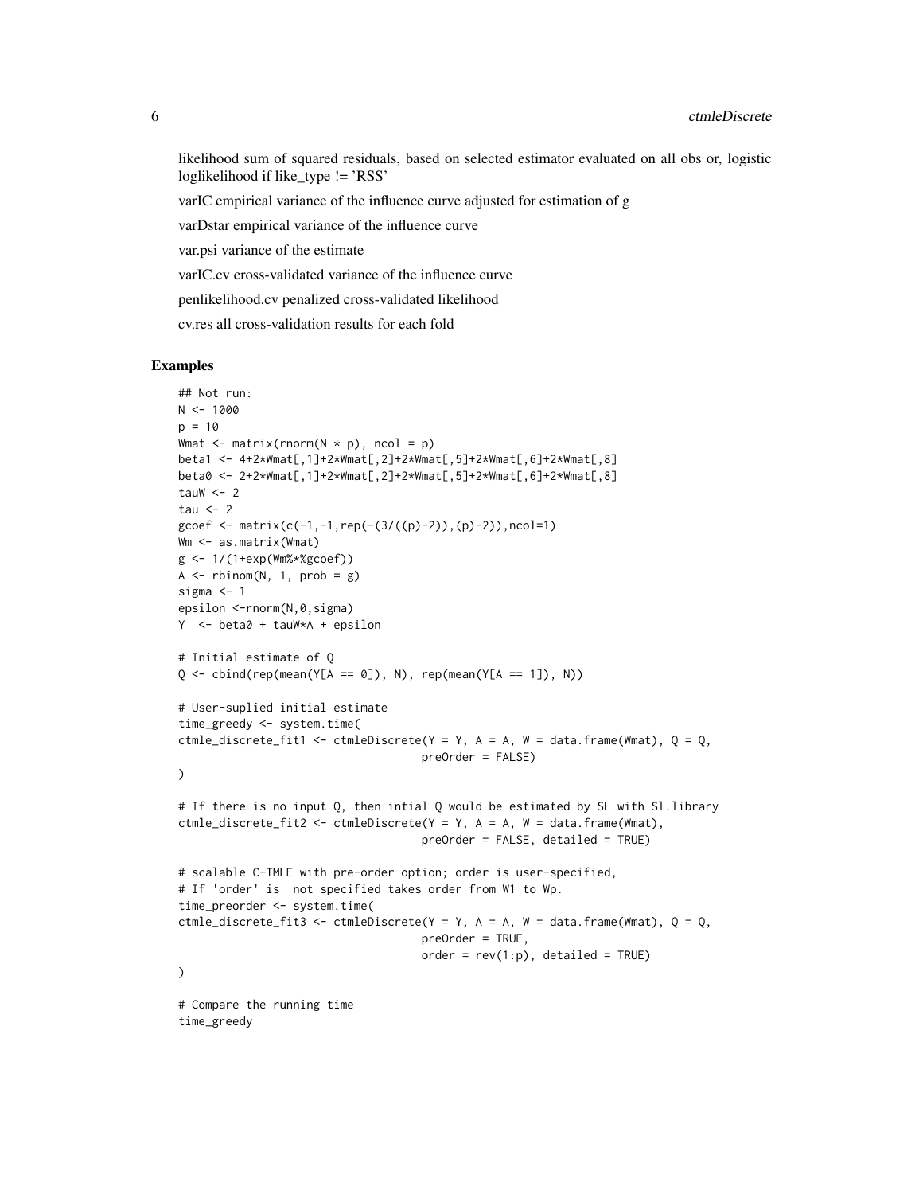likelihood sum of squared residuals, based on selected estimator evaluated on all obs or, logistic loglikelihood if like_type != 'RSS'

varIC empirical variance of the influence curve adjusted for estimation of g

varDstar empirical variance of the influence curve

var.psi variance of the estimate

varIC.cv cross-validated variance of the influence curve

penlikelihood.cv penalized cross-validated likelihood

cv.res all cross-validation results for each fold

## Examples

```
## Not run:
N <- 1000
p = 10
Wmat <- matrix(rnorm(N * p), ncol = p)
beta1 <- 4+2*Wmat[,1]+2*Wmat[,2]+2*Wmat[,5]+2*Wmat[,6]+2*Wmat[,8]
beta0 <- 2+2*Wmat[,1]+2*Wmat[,2]+2*Wmat[,5]+2*Wmat[,6]+2*Wmat[,8]
tauW <- 2
tau <- 2
gcoef <- matrix(c(-1,-1,rep(-(3/((p)-2)),(p)-2)),ncol=1)
Wm <- as.matrix(Wmat)
g <- 1/(1+exp(Wm%*%gcoef))
A <- rbinom(N, 1, prob = g)
sigma <- 1
epsilon <-rnorm(N,0,sigma)
Y  <- beta0 + tauW*A + epsilon

# Initial estimate of Q
Q <- cbind(rep(mean(Y[A == 0]), N), rep(mean(Y[A == 1]), N))

# User-suplied initial estimate
time_greedy <- system.time(
ctmle_discrete_fit1 <- ctmleDiscrete(Y = Y, A = A, W = data.frame(Wmat), Q = Q,
                                     preOrder = FALSE)
)

# If there is no input Q, then intial Q would be estimated by SL with Sl.library
ctmle_discrete_fit2 <- ctmleDiscrete(Y = Y, A = A, W = data.frame(Wmat),
                                     preOrder = FALSE, detailed = TRUE)

# scalable C-TMLE with pre-order option; order is user-specified,
# If 'order' is  not specified takes order from W1 to Wp.
time_preorder <- system.time(
ctmle_discrete_fit3 <- ctmleDiscrete(Y = Y, A = A, W = data.frame(Wmat), Q = Q,
                                     preOrder = TRUE,
                                     order = rev(1:p), detailed = TRUE)
)

# Compare the running time
time_greedy
```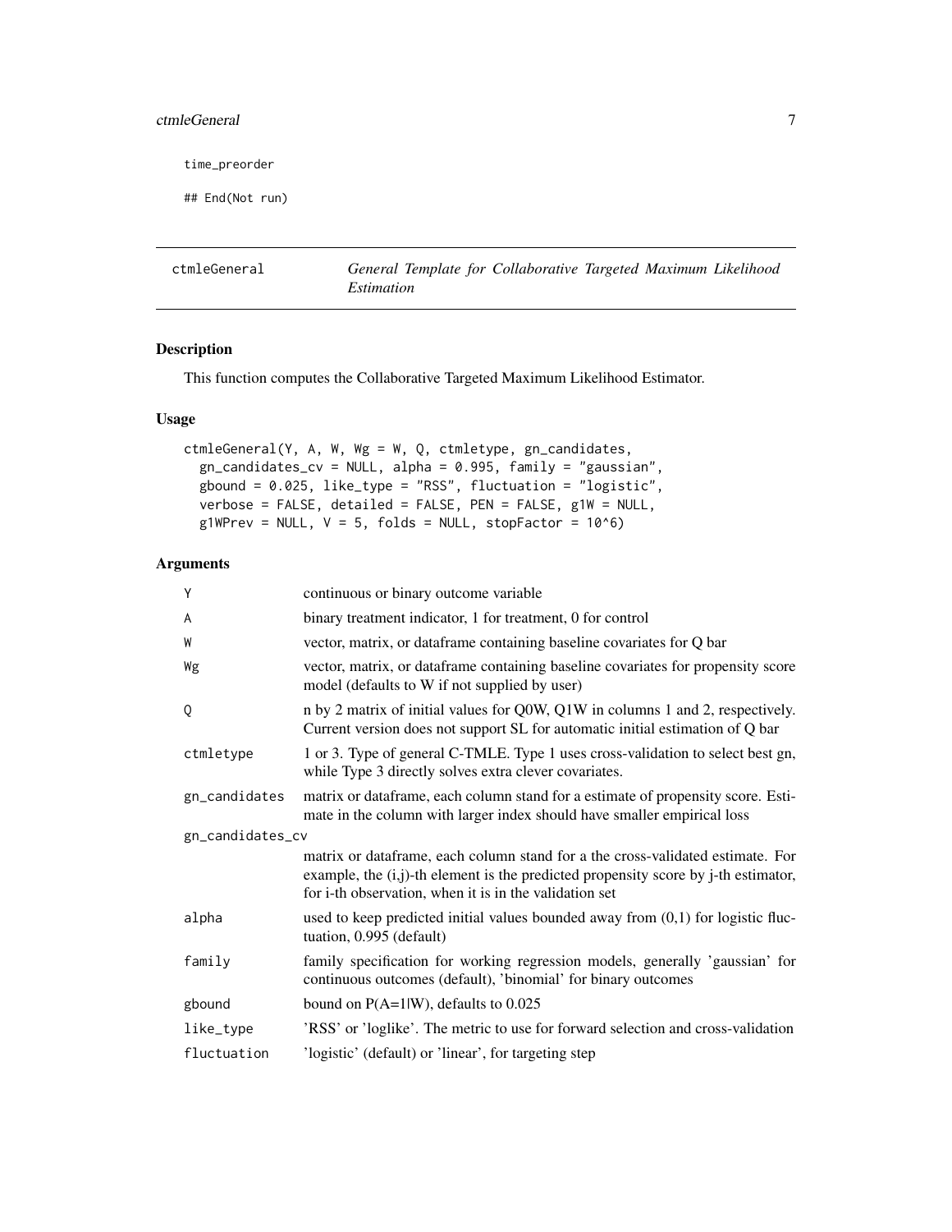```
time_preorder

## End(Not run)
```

# ctmleGeneral — *General Template for Collaborative Targeted Maximum Likelihood Estimation*

## Description

This function computes the Collaborative Targeted Maximum Likelihood Estimator.

## Usage

```
ctmleGeneral(Y, A, W, Wg = W, Q, ctmletype, gn_candidates,
  gn_candidates_cv = NULL, alpha = 0.995, family = "gaussian",
  gbound = 0.025, like_type = "RSS", fluctuation = "logistic",
  verbose = FALSE, detailed = FALSE, PEN = FALSE, g1W = NULL,
  g1WPrev = NULL, V = 5, folds = NULL, stopFactor = 10^6)
```

## Arguments

| Argument | Description |
|---|---|
| Y | continuous or binary outcome variable |
| A | binary treatment indicator, 1 for treatment, 0 for control |
| W | vector, matrix, or dataframe containing baseline covariates for Q bar |
| Wg | vector, matrix, or dataframe containing baseline covariates for propensity score model (defaults to W if not supplied by user) |
| Q | n by 2 matrix of initial values for Q0W, Q1W in columns 1 and 2, respectively. Current version does not support SL for automatic initial estimation of Q bar |
| ctmletype | 1 or 3. Type of general C-TMLE. Type 1 uses cross-validation to select best gn, while Type 3 directly solves extra clever covariates. |
| gn_candidates | matrix or dataframe, each column stand for a estimate of propensity score. Estimate in the column with larger index should have smaller empirical loss |
| gn_candidates_cv | matrix or dataframe, each column stand for a the cross-validated estimate. For example, the (i,j)-th element is the predicted propensity score by j-th estimator, for i-th observation, when it is in the validation set |
| alpha | used to keep predicted initial values bounded away from (0,1) for logistic fluctuation, 0.995 (default) |
| family | family specification for working regression models, generally 'gaussian' for continuous outcomes (default), 'binomial' for binary outcomes |
| gbound | bound on P(A=1\|W), defaults to 0.025 |
| like_type | 'RSS' or 'loglike'. The metric to use for forward selection and cross-validation |
| fluctuation | 'logistic' (default) or 'linear', for targeting step |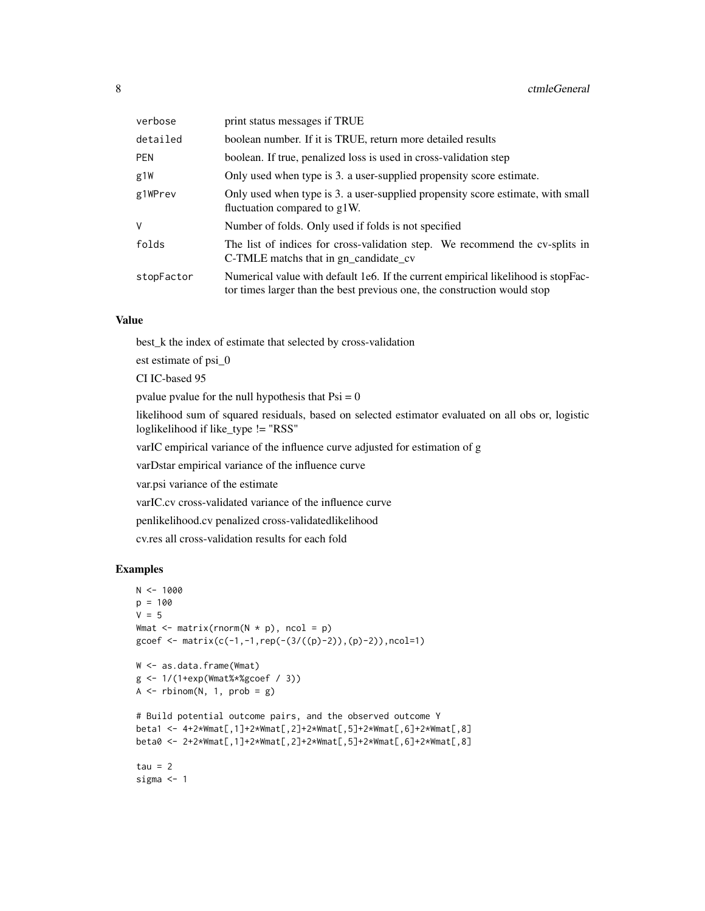| | |
|---|---|
| verbose | print status messages if TRUE |
| detailed | boolean number. If it is TRUE, return more detailed results |
| PEN | boolean. If true, penalized loss is used in cross-validation step |
| g1W | Only used when type is 3. a user-supplied propensity score estimate. |
| g1WPrev | Only used when type is 3. a user-supplied propensity score estimate, with small fluctuation compared to g1W. |
| V | Number of folds. Only used if folds is not specified |
| folds | The list of indices for cross-validation step. We recommend the cv-splits in C-TMLE matchs that in gn_candidate_cv |
| stopFactor | Numerical value with default 1e6. If the current empirical likelihood is stopFactor times larger than the best previous one, the construction would stop |

## Value

best_k the index of estimate that selected by cross-validation

est estimate of psi_0

CI IC-based 95

pvalue pvalue for the null hypothesis that Psi = 0

likelihood sum of squared residuals, based on selected estimator evaluated on all obs or, logistic loglikelihood if like_type != "RSS"

varIC empirical variance of the influence curve adjusted for estimation of g

varDstar empirical variance of the influence curve

var.psi variance of the estimate

varIC.cv cross-validated variance of the influence curve

penlikelihood.cv penalized cross-validatedlikelihood

cv.res all cross-validation results for each fold

## Examples

```
N <- 1000
p = 100
V = 5
Wmat <- matrix(rnorm(N * p), ncol = p)
gcoef <- matrix(c(-1,-1,rep(-(3/((p)-2)),(p)-2)),ncol=1)

W <- as.data.frame(Wmat)
g <- 1/(1+exp(Wmat%*%gcoef / 3))
A <- rbinom(N, 1, prob = g)

# Build potential outcome pairs, and the observed outcome Y
beta1 <- 4+2*Wmat[,1]+2*Wmat[,2]+2*Wmat[,5]+2*Wmat[,6]+2*Wmat[,8]
beta0 <- 2+2*Wmat[,1]+2*Wmat[,2]+2*Wmat[,5]+2*Wmat[,6]+2*Wmat[,8]

tau = 2
sigma <- 1
```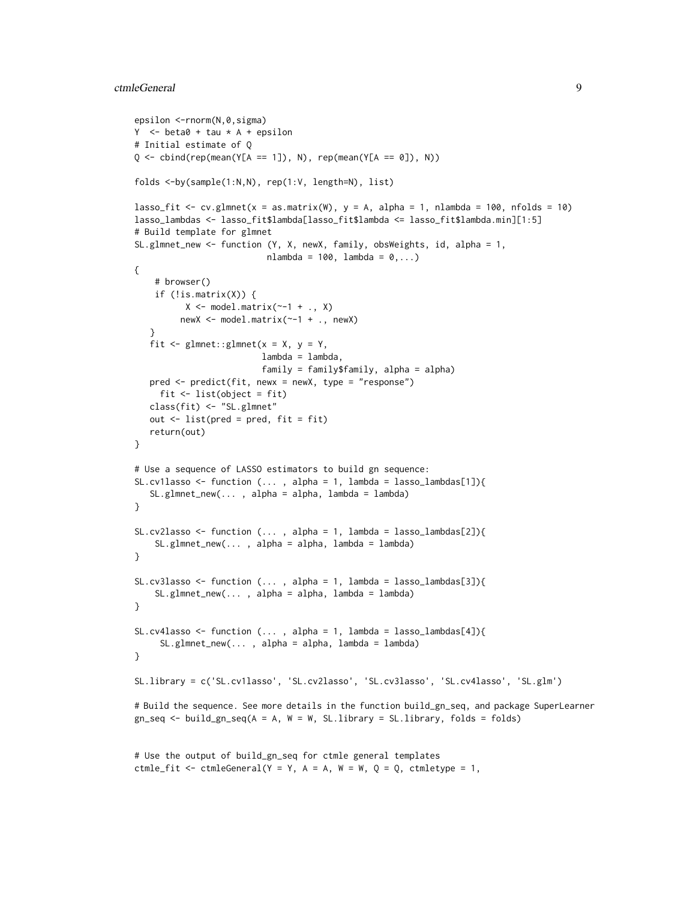```
epsilon <-rnorm(N,0,sigma)
Y  <- beta0 + tau * A + epsilon
# Initial estimate of Q
Q <- cbind(rep(mean(Y[A == 1]), N), rep(mean(Y[A == 0]), N))

folds <-by(sample(1:N,N), rep(1:V, length=N), list)

lasso_fit <- cv.glmnet(x = as.matrix(W), y = A, alpha = 1, nlambda = 100, nfolds = 10)
lasso_lambdas <- lasso_fit$lambda[lasso_fit$lambda <= lasso_fit$lambda.min][1:5]
# Build template for glmnet
SL.glmnet_new <- function (Y, X, newX, family, obsWeights, id, alpha = 1,
                           nlambda = 100, lambda = 0,...)
{
    # browser()
    if (!is.matrix(X)) {
          X <- model.matrix(~-1 + ., X)
         newX <- model.matrix(~-1 + ., newX)
   }
   fit <- glmnet::glmnet(x = X, y = Y,
                         lambda = lambda,
                         family = family$family, alpha = alpha)
   pred <- predict(fit, newx = newX, type = "response")
     fit <- list(object = fit)
   class(fit) <- "SL.glmnet"
   out <- list(pred = pred, fit = fit)
   return(out)
}

# Use a sequence of LASSO estimators to build gn sequence:
SL.cv1lasso <- function (... , alpha = 1, lambda = lasso_lambdas[1]){
   SL.glmnet_new(... , alpha = alpha, lambda = lambda)
}

SL.cv2lasso <- function (... , alpha = 1, lambda = lasso_lambdas[2]){
    SL.glmnet_new(... , alpha = alpha, lambda = lambda)
}

SL.cv3lasso <- function (... , alpha = 1, lambda = lasso_lambdas[3]){
    SL.glmnet_new(... , alpha = alpha, lambda = lambda)
}

SL.cv4lasso <- function (... , alpha = 1, lambda = lasso_lambdas[4]){
     SL.glmnet_new(... , alpha = alpha, lambda = lambda)
}

SL.library = c('SL.cv1lasso', 'SL.cv2lasso', 'SL.cv3lasso', 'SL.cv4lasso', 'SL.glm')

# Build the sequence. See more details in the function build_gn_seq, and package SuperLearner
gn_seq <- build_gn_seq(A = A, W = W, SL.library = SL.library, folds = folds)


# Use the output of build_gn_seq for ctmle general templates
ctmle_fit <- ctmleGeneral(Y = Y, A = A, W = W, Q = Q, ctmletype = 1,
```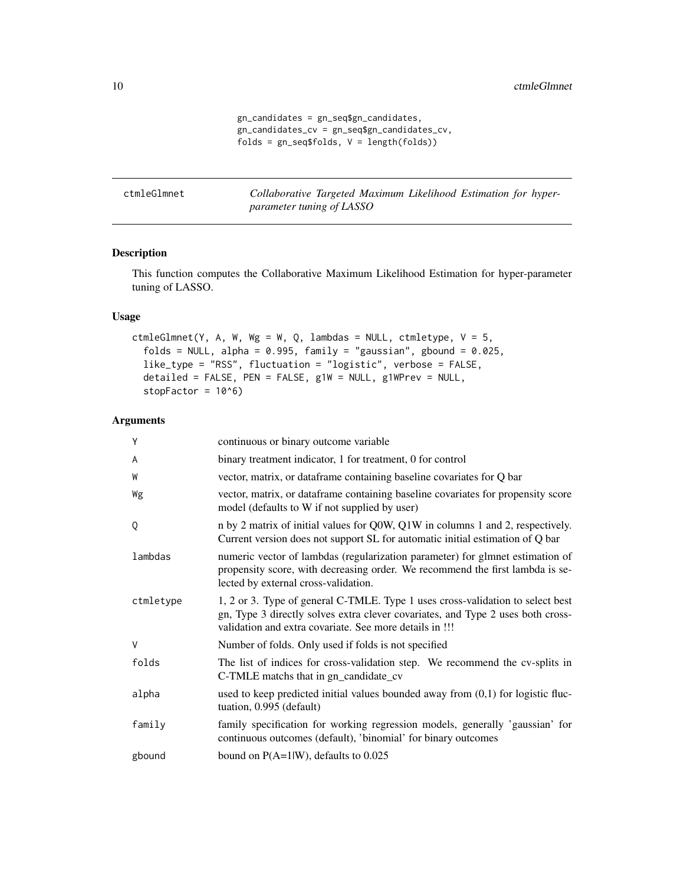```
gn_candidates = gn_seq$gn_candidates,
gn_candidates_cv = gn_seq$gn_candidates_cv,
folds = gn_seq$folds, V = length(folds))
```

## ctmleGlmnet — *Collaborative Targeted Maximum Likelihood Estimation for hyper-parameter tuning of LASSO*

### Description

This function computes the Collaborative Maximum Likelihood Estimation for hyper-parameter tuning of LASSO.

### Usage

```
ctmleGlmnet(Y, A, W, Wg = W, Q, lambdas = NULL, ctmletype, V = 5,
  folds = NULL, alpha = 0.995, family = "gaussian", gbound = 0.025,
  like_type = "RSS", fluctuation = "logistic", verbose = FALSE,
  detailed = FALSE, PEN = FALSE, g1W = NULL, g1WPrev = NULL,
  stopFactor = 10^6)
```

### Arguments

| | |
|---|---|
| Y | continuous or binary outcome variable |
| A | binary treatment indicator, 1 for treatment, 0 for control |
| W | vector, matrix, or dataframe containing baseline covariates for Q bar |
| Wg | vector, matrix, or dataframe containing baseline covariates for propensity score model (defaults to W if not supplied by user) |
| Q | n by 2 matrix of initial values for Q0W, Q1W in columns 1 and 2, respectively. Current version does not support SL for automatic initial estimation of Q bar |
| lambdas | numeric vector of lambdas (regularization parameter) for glmnet estimation of propensity score, with decreasing order. We recommend the first lambda is selected by external cross-validation. |
| ctmletype | 1, 2 or 3. Type of general C-TMLE. Type 1 uses cross-validation to select best gn, Type 3 directly solves extra clever covariates, and Type 2 uses both cross-validation and extra covariate. See more details in !!! |
| V | Number of folds. Only used if folds is not specified |
| folds | The list of indices for cross-validation step. We recommend the cv-splits in C-TMLE matchs that in gn_candidate_cv |
| alpha | used to keep predicted initial values bounded away from (0,1) for logistic fluctuation, 0.995 (default) |
| family | family specification for working regression models, generally 'gaussian' for continuous outcomes (default), 'binomial' for binary outcomes |
| gbound | bound on P(A=1\|W), defaults to 0.025 |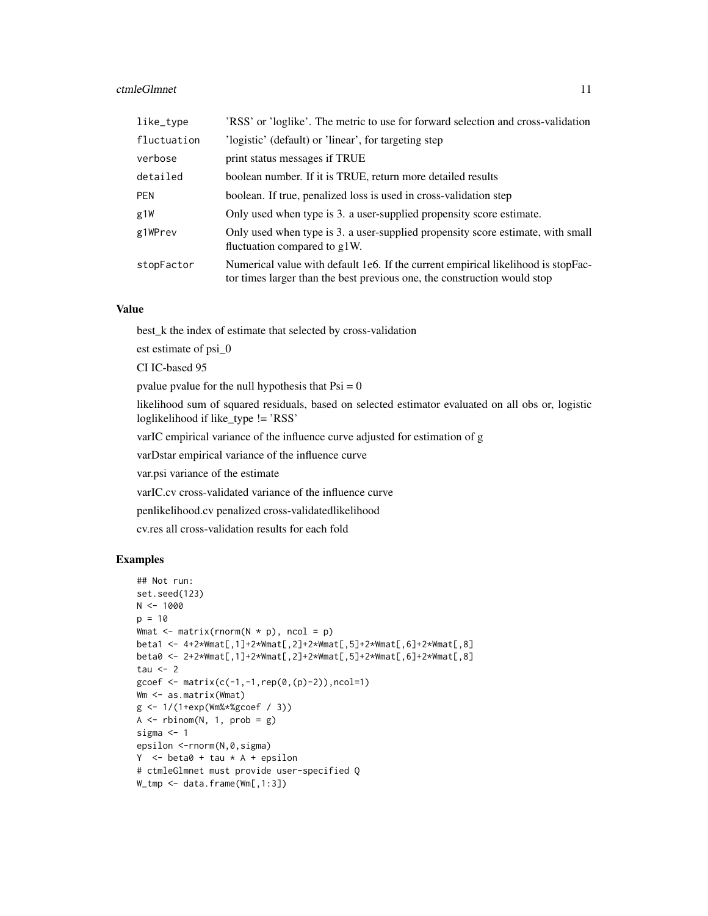| | |
|---|---|
| like_type | 'RSS' or 'loglike'. The metric to use for forward selection and cross-validation |
| fluctuation | 'logistic' (default) or 'linear', for targeting step |
| verbose | print status messages if TRUE |
| detailed | boolean number. If it is TRUE, return more detailed results |
| PEN | boolean. If true, penalized loss is used in cross-validation step |
| g1W | Only used when type is 3. a user-supplied propensity score estimate. |
| g1WPrev | Only used when type is 3. a user-supplied propensity score estimate, with small fluctuation compared to g1W. |
| stopFactor | Numerical value with default 1e6. If the current empirical likelihood is stopFactor times larger than the best previous one, the construction would stop |

### Value

best_k the index of estimate that selected by cross-validation

est estimate of psi_0

CI IC-based 95

pvalue pvalue for the null hypothesis that Psi = 0

likelihood sum of squared residuals, based on selected estimator evaluated on all obs or, logistic loglikelihood if like_type != 'RSS'

varIC empirical variance of the influence curve adjusted for estimation of g

varDstar empirical variance of the influence curve

var.psi variance of the estimate

varIC.cv cross-validated variance of the influence curve

penlikelihood.cv penalized cross-validatedlikelihood

cv.res all cross-validation results for each fold

### Examples

```
## Not run:
set.seed(123)
N <- 1000
p = 10
Wmat <- matrix(rnorm(N * p), ncol = p)
beta1 <- 4+2*Wmat[,1]+2*Wmat[,2]+2*Wmat[,5]+2*Wmat[,6]+2*Wmat[,8]
beta0 <- 2+2*Wmat[,1]+2*Wmat[,2]+2*Wmat[,5]+2*Wmat[,6]+2*Wmat[,8]
tau <- 2
gcoef <- matrix(c(-1,-1,rep(0,(p)-2)),ncol=1)
Wm <- as.matrix(Wmat)
g <- 1/(1+exp(Wm%*%gcoef / 3))
A <- rbinom(N, 1, prob = g)
sigma <- 1
epsilon <-rnorm(N,0,sigma)
Y  <- beta0 + tau * A + epsilon
# ctmleGlmnet must provide user-specified Q
W_tmp <- data.frame(Wm[,1:3])
```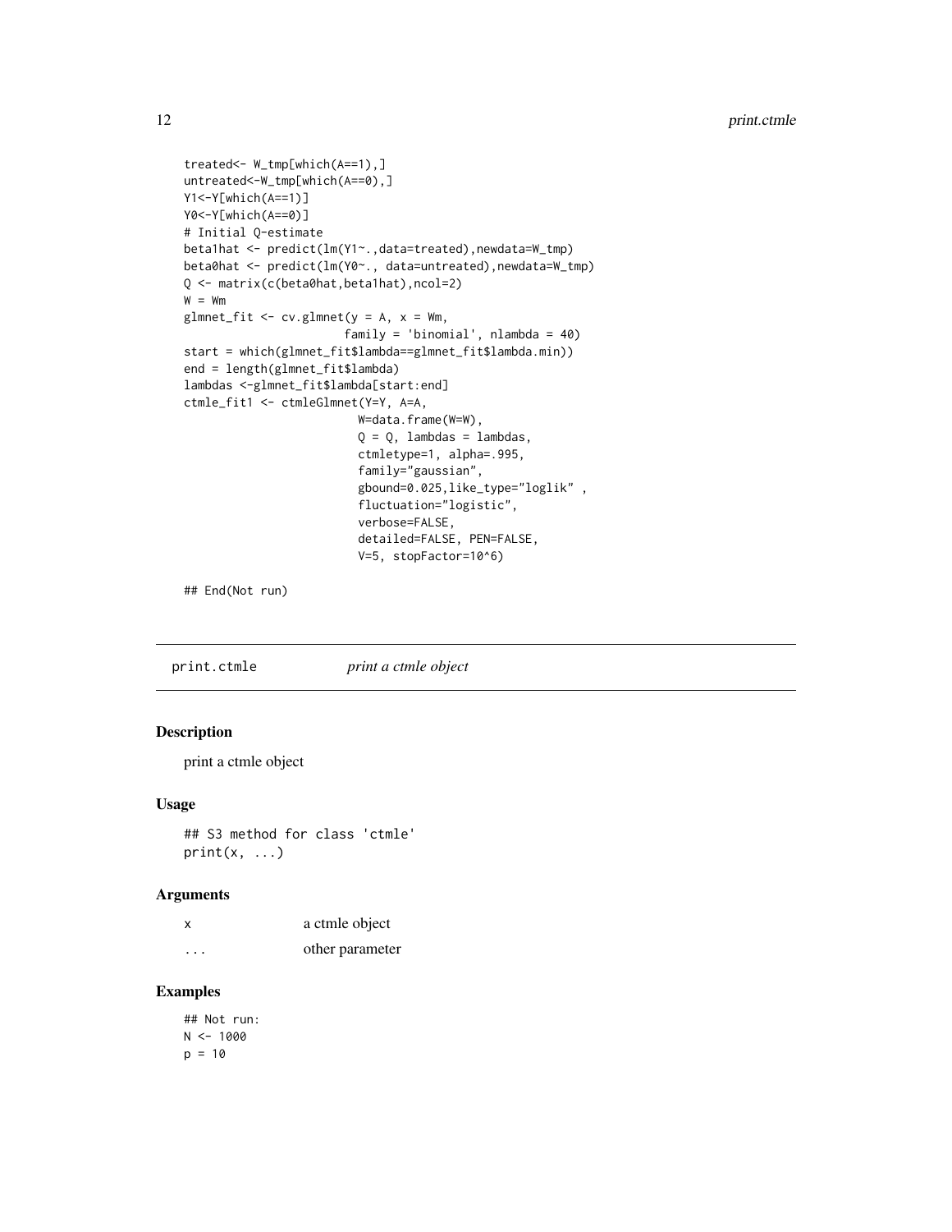```
treated<- W_tmp[which(A==1),]
untreated<-W_tmp[which(A==0),]
Y1<-Y[which(A==1)]
Y0<-Y[which(A==0)]
# Initial Q-estimate
beta1hat <- predict(lm(Y1~.,data=treated),newdata=W_tmp)
beta0hat <- predict(lm(Y0~., data=untreated),newdata=W_tmp)
Q <- matrix(c(beta0hat,beta1hat),ncol=2)
W = Wm
glmnet_fit <- cv.glmnet(y = A, x = Wm,
                        family = 'binomial', nlambda = 40)
start = which(glmnet_fit$lambda==glmnet_fit$lambda.min))
end = length(glmnet_fit$lambda)
lambdas <-glmnet_fit$lambda[start:end]
ctmle_fit1 <- ctmleGlmnet(Y=Y, A=A,
                          W=data.frame(W=W),
                          Q = Q, lambdas = lambdas,
                          ctmletype=1, alpha=.995,
                          family="gaussian",
                          gbound=0.025,like_type="loglik" ,
                          fluctuation="logistic",
                          verbose=FALSE,
                          detailed=FALSE, PEN=FALSE,
                          V=5, stopFactor=10^6)

## End(Not run)
```

## print.ctmle — *print a ctmle object*

### Description

print a ctmle object

### Usage

```
## S3 method for class 'ctmle'
print(x, ...)
```

### Arguments

| | |
|---|---|
| x | a ctmle object |
| ... | other parameter |

### Examples

```
## Not run:
N <- 1000
p = 10
```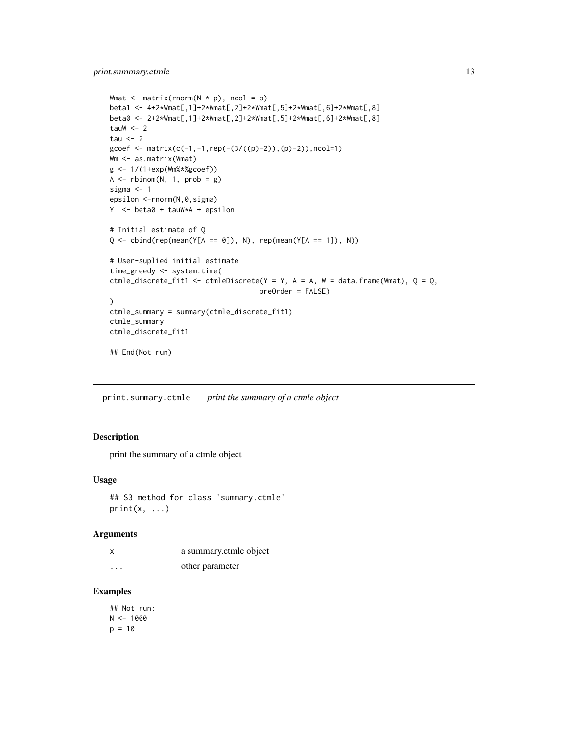```
Wmat <- matrix(rnorm(N * p), ncol = p)
beta1 <- 4+2*Wmat[,1]+2*Wmat[,2]+2*Wmat[,5]+2*Wmat[,6]+2*Wmat[,8]
beta0 <- 2+2*Wmat[,1]+2*Wmat[,2]+2*Wmat[,5]+2*Wmat[,6]+2*Wmat[,8]
tauW <- 2
tau <- 2
gcoef <- matrix(c(-1,-1,rep(-(3/((p)-2)),(p)-2)),ncol=1)
Wm <- as.matrix(Wmat)
g <- 1/(1+exp(Wm%*%gcoef))
A <- rbinom(N, 1, prob = g)
sigma <- 1
epsilon <-rnorm(N,0,sigma)
Y  <- beta0 + tauW*A + epsilon

# Initial estimate of Q
Q <- cbind(rep(mean(Y[A == 0]), N), rep(mean(Y[A == 1]), N))

# User-suplied initial estimate
time_greedy <- system.time(
ctmle_discrete_fit1 <- ctmleDiscrete(Y = Y, A = A, W = data.frame(Wmat), Q = Q,
                                   preOrder = FALSE)
)
ctmle_summary = summary(ctmle_discrete_fit1)
ctmle_summary
ctmle_discrete_fit1

## End(Not run)
```

---

## print.summary.ctmle *print the summary of a ctmle object*

### Description

print the summary of a ctmle object

### Usage

```
## S3 method for class 'summary.ctmle'
print(x, ...)
```

### Arguments

| | |
|---|---|
| x | a summary.ctmle object |
| ... | other parameter |

### Examples

```
## Not run:
N <- 1000
p = 10
```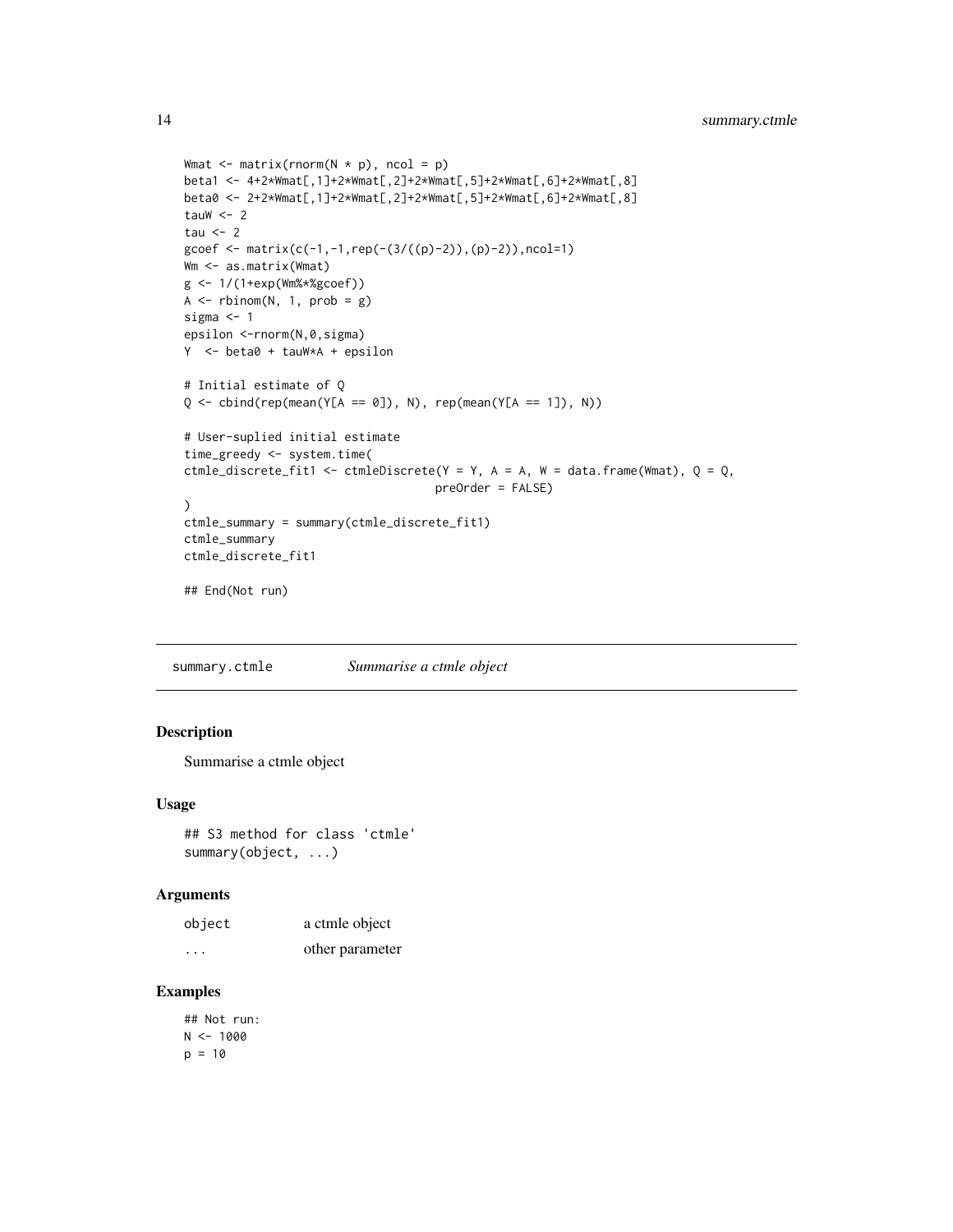```
Wmat <- matrix(rnorm(N * p), ncol = p)
beta1 <- 4+2*Wmat[,1]+2*Wmat[,2]+2*Wmat[,5]+2*Wmat[,6]+2*Wmat[,8]
beta0 <- 2+2*Wmat[,1]+2*Wmat[,2]+2*Wmat[,5]+2*Wmat[,6]+2*Wmat[,8]
tauW <- 2
tau <- 2
gcoef <- matrix(c(-1,-1,rep(-(3/((p)-2)),(p)-2)),ncol=1)
Wm <- as.matrix(Wmat)
g <- 1/(1+exp(Wm%*%gcoef))
A <- rbinom(N, 1, prob = g)
sigma <- 1
epsilon <-rnorm(N,0,sigma)
Y  <- beta0 + tauW*A + epsilon

# Initial estimate of Q
Q <- cbind(rep(mean(Y[A == 0]), N), rep(mean(Y[A == 1]), N))

# User-suplied initial estimate
time_greedy <- system.time(
ctmle_discrete_fit1 <- ctmleDiscrete(Y = Y, A = A, W = data.frame(Wmat), Q = Q,
                                    preOrder = FALSE)
)
ctmle_summary = summary(ctmle_discrete_fit1)
ctmle_summary
ctmle_discrete_fit1

## End(Not run)
```

## summary.ctmle *Summarise a ctmle object*

### Description

Summarise a ctmle object

### Usage

```
## S3 method for class 'ctmle'
summary(object, ...)
```

### Arguments

| | |
|---|---|
| object | a ctmle object |
| ... | other parameter |

### Examples

```
## Not run:
N <- 1000
p = 10
```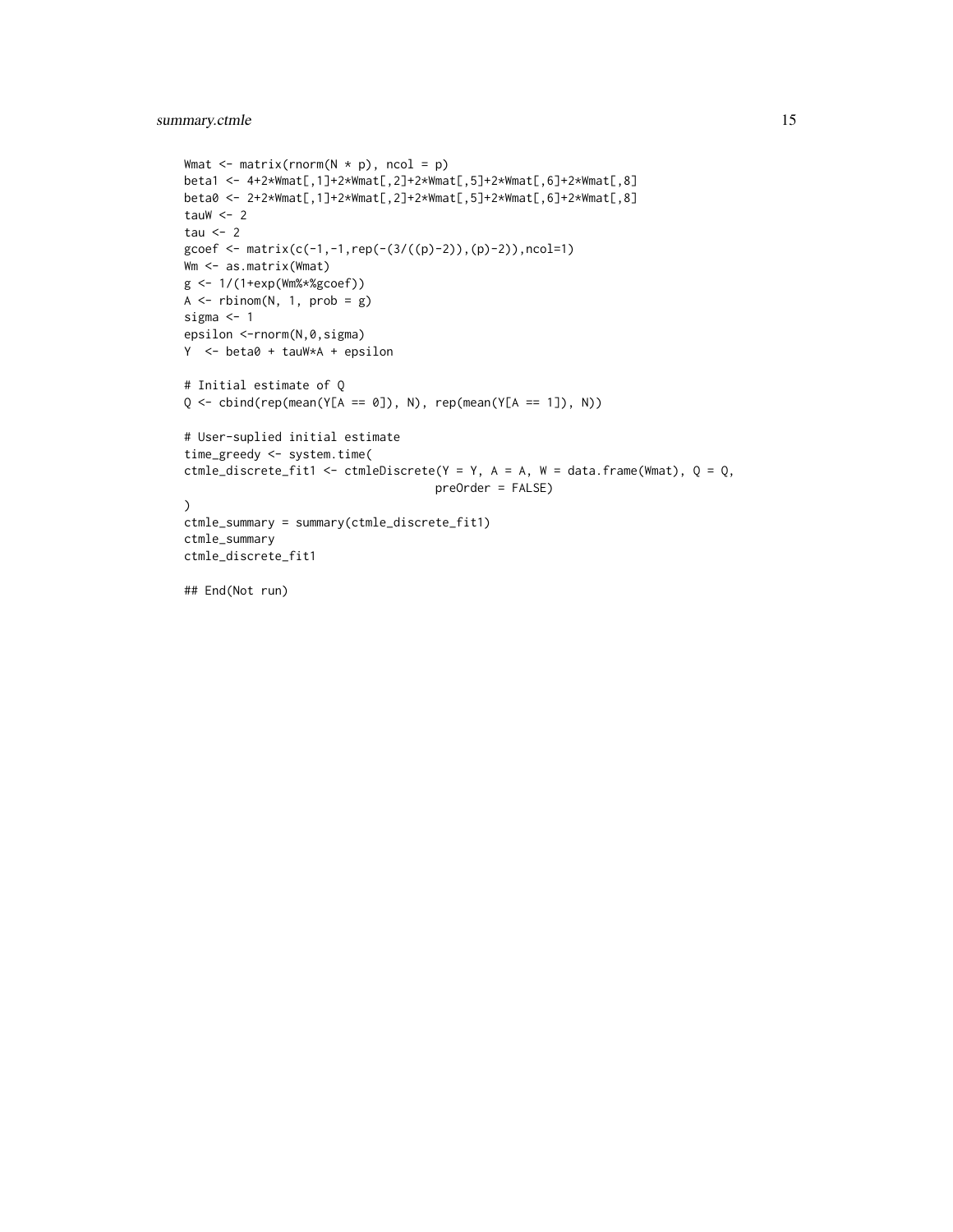```
Wmat <- matrix(rnorm(N * p), ncol = p)
beta1 <- 4+2*Wmat[,1]+2*Wmat[,2]+2*Wmat[,5]+2*Wmat[,6]+2*Wmat[,8]
beta0 <- 2+2*Wmat[,1]+2*Wmat[,2]+2*Wmat[,5]+2*Wmat[,6]+2*Wmat[,8]
tauW <- 2
tau <- 2
gcoef <- matrix(c(-1,-1,rep(-(3/((p)-2)),(p)-2)),ncol=1)
Wm <- as.matrix(Wmat)
g <- 1/(1+exp(Wm%*%gcoef))
A <- rbinom(N, 1, prob = g)
sigma <- 1
epsilon <-rnorm(N,0,sigma)
Y  <- beta0 + tauW*A + epsilon

# Initial estimate of Q
Q <- cbind(rep(mean(Y[A == 0]), N), rep(mean(Y[A == 1]), N))

# User-suplied initial estimate
time_greedy <- system.time(
ctmle_discrete_fit1 <- ctmleDiscrete(Y = Y, A = A, W = data.frame(Wmat), Q = Q,
                                    preOrder = FALSE)
)
ctmle_summary = summary(ctmle_discrete_fit1)
ctmle_summary
ctmle_discrete_fit1

## End(Not run)
```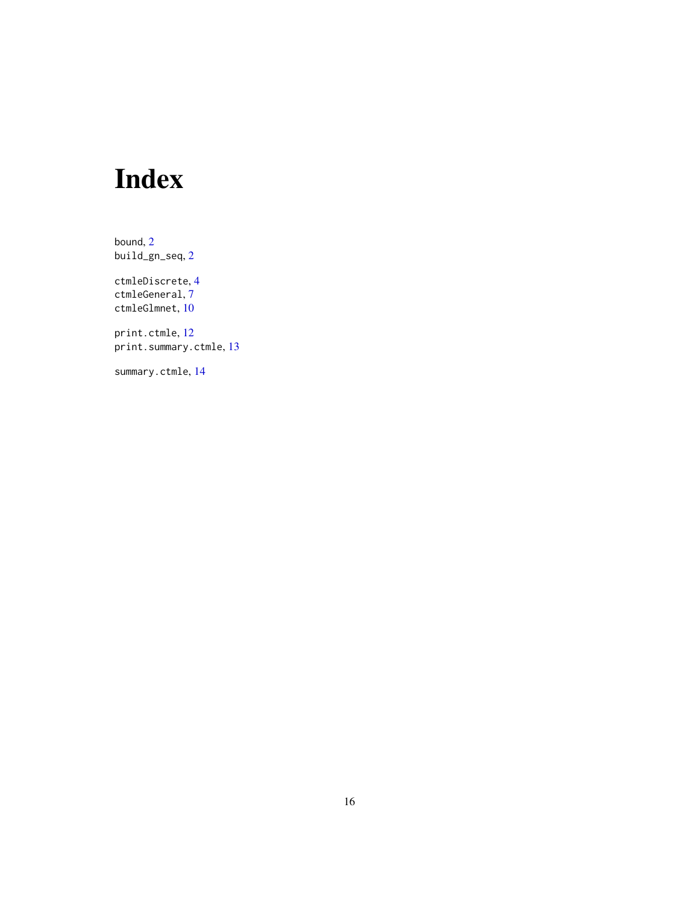# Index

bound, 2
build_gn_seq, 2

ctmleDiscrete, 4
ctmleGeneral, 7
ctmleGlmnet, 10

print.ctmle, 12
print.summary.ctmle, 13

summary.ctmle, 14